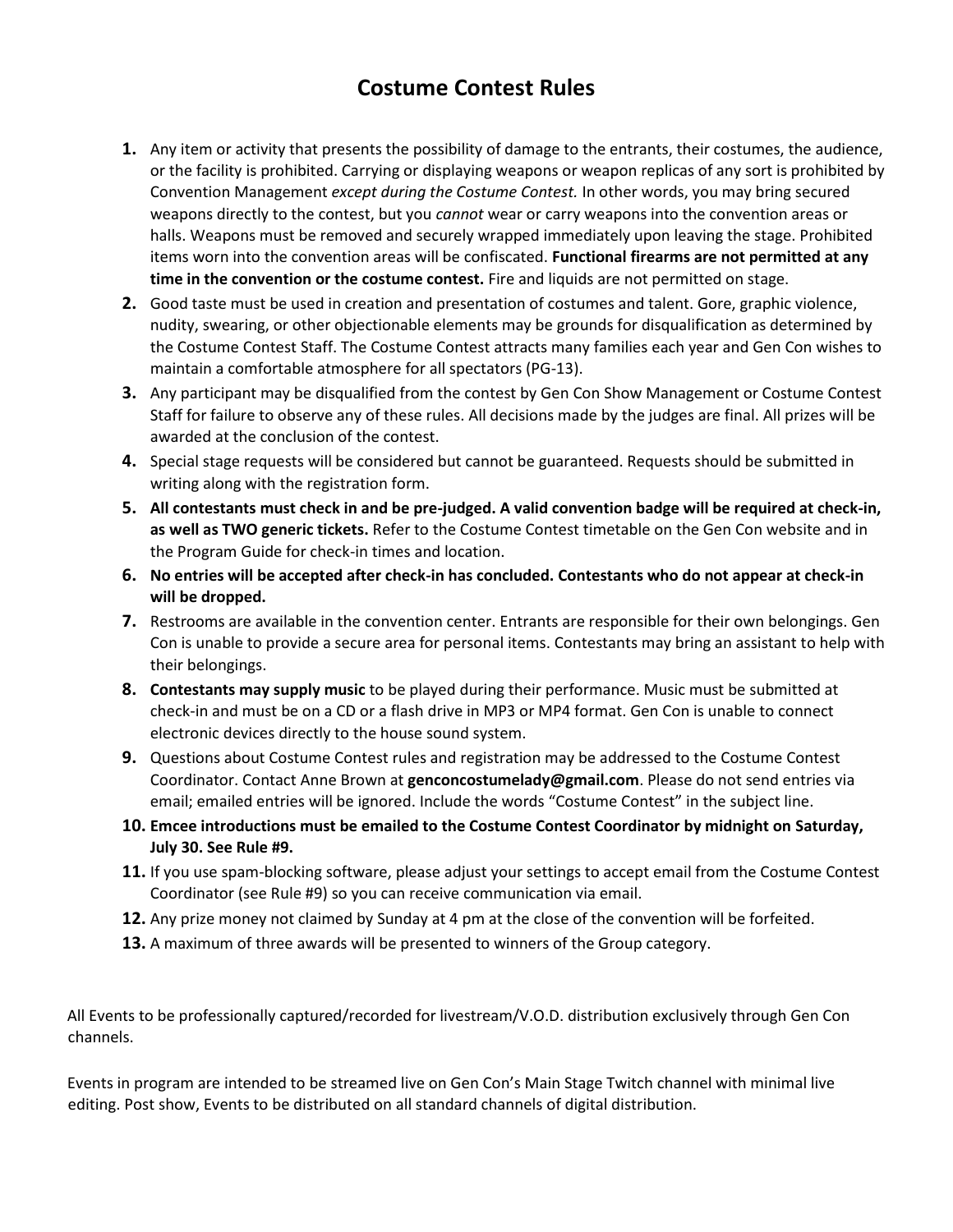# Costume Contest Rules

1. Any item or activity that presents the possibility of damage to the entrants, their costumes, the audience, or the facility is prohibited. Carrying or displaying weapons or weapon replicas of any sort is prohibited by Convention Management *except during the Costume Contest.* In other words, you may bring secured weapons directly to the contest, but you *cannot* wear or carry weapons into the convention areas or halls. Weapons must be removed and securely wrapped immediately upon leaving the stage. Prohibited items worn into the convention areas will be confiscated. **Functional firearms are not permitted at any time in the convention or the costume contest.** Fire and liquids are not permitted on stage.
2. Good taste must be used in creation and presentation of costumes and talent. Gore, graphic violence, nudity, swearing, or other objectionable elements may be grounds for disqualification as determined by the Costume Contest Staff. The Costume Contest attracts many families each year and Gen Con wishes to maintain a comfortable atmosphere for all spectators (PG-13).
3. Any participant may be disqualified from the contest by Gen Con Show Management or Costume Contest Staff for failure to observe any of these rules. All decisions made by the judges are final. All prizes will be awarded at the conclusion of the contest.
4. Special stage requests will be considered but cannot be guaranteed. Requests should be submitted in writing along with the registration form.
5. **All contestants must check in and be pre-judged. A valid convention badge will be required at check-in, as well as TWO generic tickets.** Refer to the Costume Contest timetable on the Gen Con website and in the Program Guide for check-in times and location.
6. **No entries will be accepted after check-in has concluded. Contestants who do not appear at check-in will be dropped.**
7. Restrooms are available in the convention center. Entrants are responsible for their own belongings. Gen Con is unable to provide a secure area for personal items. Contestants may bring an assistant to help with their belongings.
8. **Contestants may supply music** to be played during their performance. Music must be submitted at check-in and must be on a CD or a flash drive in MP3 or MP4 format. Gen Con is unable to connect electronic devices directly to the house sound system.
9. Questions about Costume Contest rules and registration may be addressed to the Costume Contest Coordinator. Contact Anne Brown at **genconcostumelady@gmail.com**. Please do not send entries via email; emailed entries will be ignored. Include the words "Costume Contest" in the subject line.
10. **Emcee introductions must be emailed to the Costume Contest Coordinator by midnight on Saturday, July 30. See Rule #9.**
11. If you use spam-blocking software, please adjust your settings to accept email from the Costume Contest Coordinator (see Rule #9) so you can receive communication via email.
12. Any prize money not claimed by Sunday at 4 pm at the close of the convention will be forfeited.
13. A maximum of three awards will be presented to winners of the Group category.

All Events to be professionally captured/recorded for livestream/V.O.D. distribution exclusively through Gen Con channels.

Events in program are intended to be streamed live on Gen Con's Main Stage Twitch channel with minimal live editing. Post show, Events to be distributed on all standard channels of digital distribution.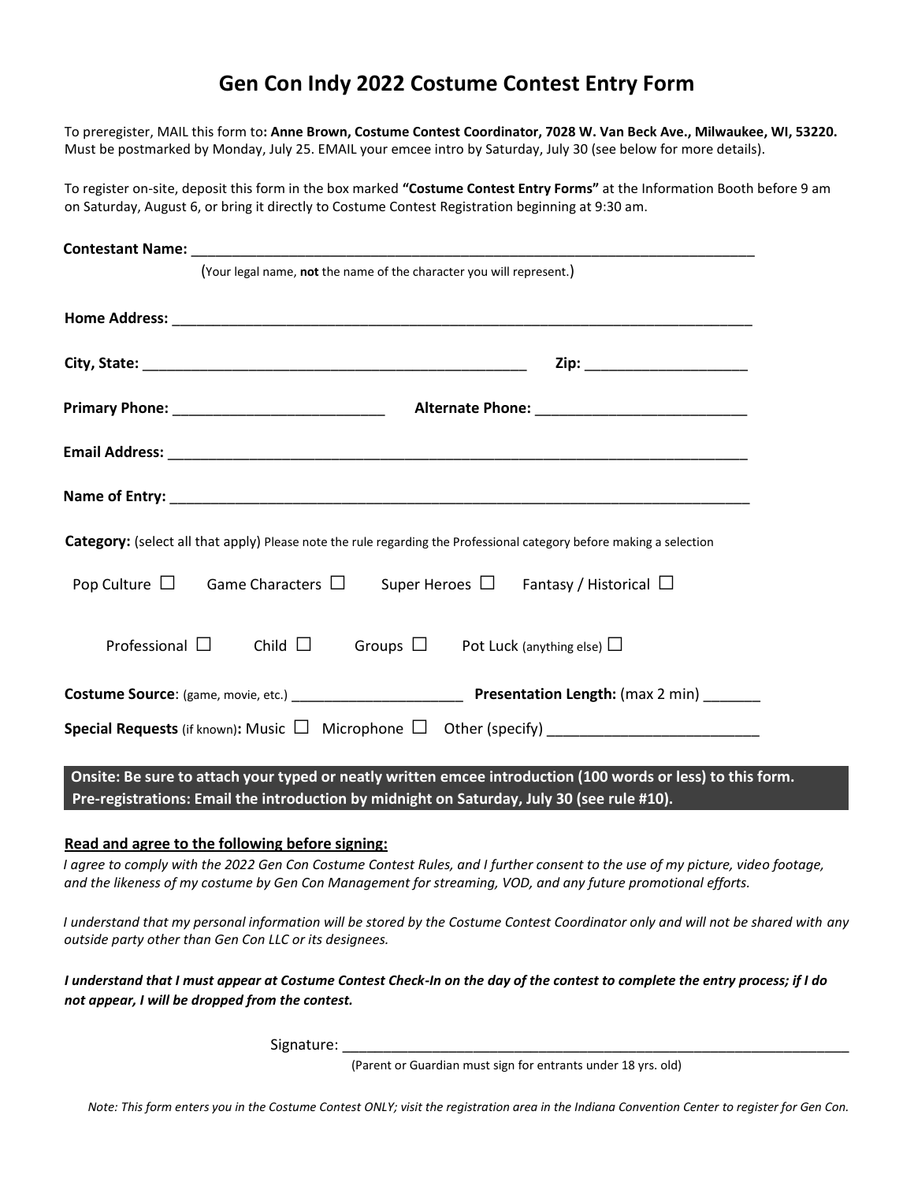# Gen Con Indy 2022 Costume Contest Entry Form

To preregister, MAIL this form to**: Anne Brown, Costume Contest Coordinator, 7028 W. Van Beck Ave., Milwaukee, WI, 53220.** Must be postmarked by Monday, July 25. EMAIL your emcee intro by Saturday, July 30 (see below for more details).

To register on-site, deposit this form in the box marked **"Costume Contest Entry Forms"** at the Information Booth before 9 am on Saturday, August 6, or bring it directly to Costume Contest Registration beginning at 9:30 am.

**Contestant Name:** ____________________________________________________________________________
(Your legal name, **not** the name of the character you will represent.)

**Home Address:** ____________________________________________________________________________

**City, State:** ________________________________________________ **Zip:** ____________________

**Primary Phone:** __________________________ **Alternate Phone:** __________________________

**Email Address:** ____________________________________________________________________________

**Name of Entry:** ____________________________________________________________________________

**Category:** (select all that apply) Please note the rule regarding the Professional category before making a selection

Pop Culture ☐ Game Characters ☐ Super Heroes ☐ Fantasy / Historical ☐

Professional ☐ Child ☐ Groups ☐ Pot Luck (anything else) ☐

**Costume Source**: (game, movie, etc.) ______________________ **Presentation Length:** (max 2 min) _______

**Special Requests** (if known)**:** Music ☐ Microphone ☐ Other (specify) __________________________

**Onsite: Be sure to attach your typed or neatly written emcee introduction (100 words or less) to this form.**
**Pre-registrations: Email the introduction by midnight on Saturday, July 30 (see rule #10).**

**Read and agree to the following before signing:**

*I agree to comply with the 2022 Gen Con Costume Contest Rules, and I further consent to the use of my picture, video footage, and the likeness of my costume by Gen Con Management for streaming, VOD, and any future promotional efforts.*

*I understand that my personal information will be stored by the Costume Contest Coordinator only and will not be shared with any outside party other than Gen Con LLC or its designees.*

***I understand that I must appear at Costume Contest Check-In on the day of the contest to complete the entry process; if I do not appear, I will be dropped from the contest.***

Signature: ____________________________________________________________________
(Parent or Guardian must sign for entrants under 18 yrs. old)

*Note: This form enters you in the Costume Contest ONLY; visit the registration area in the Indiana Convention Center to register for Gen Con.*